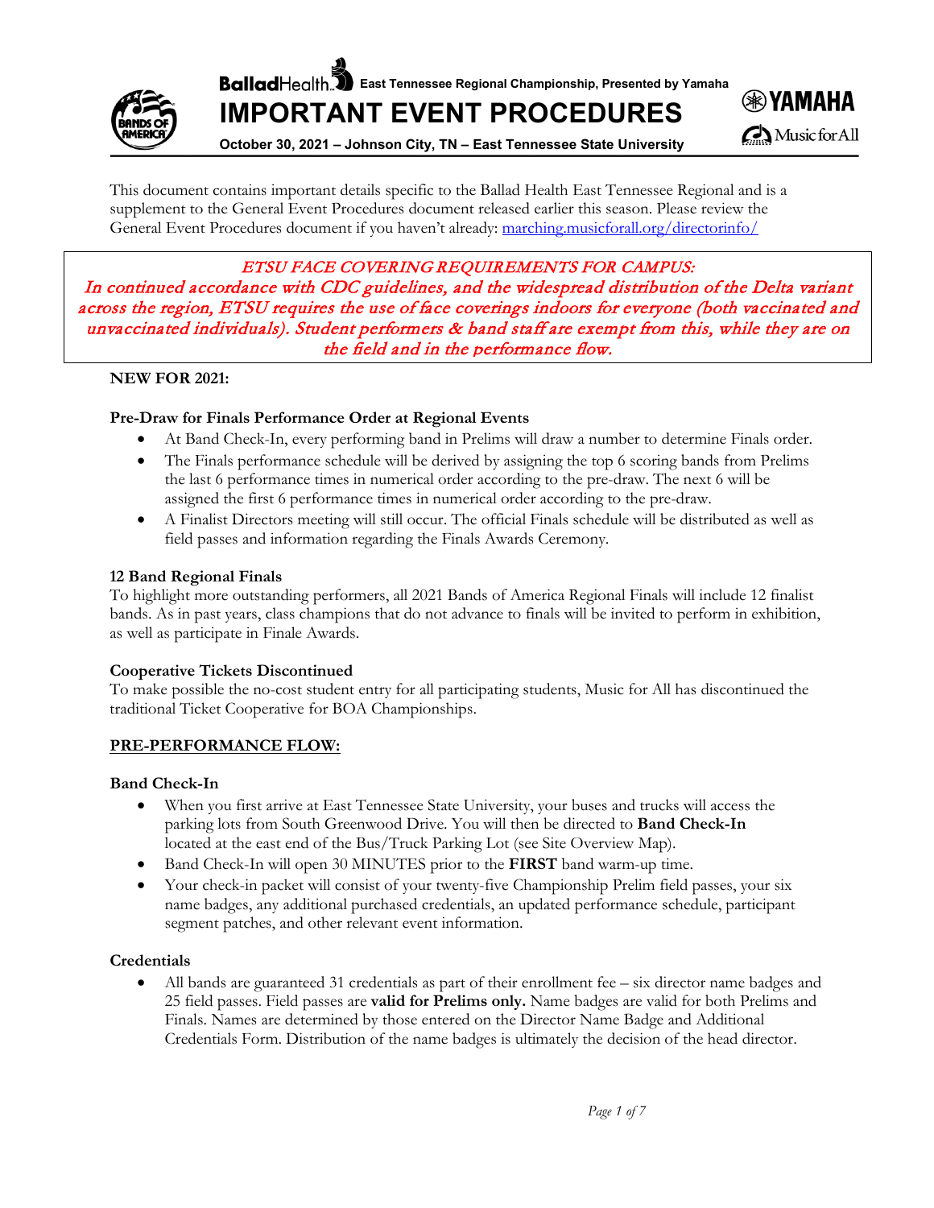Ballad Health East Tennessee Regional Championship, Presented by Yamaha

# IMPORTANT EVENT PROCEDURES

**October 30, 2021 – Johnson City, TN – East Tennessee State University**

This document contains important details specific to the Ballad Health East Tennessee Regional and is a supplement to the General Event Procedures document released earlier this season. Please review the General Event Procedures document if you haven't already: [marching.musicforall.org/directorinfo/](marching.musicforall.org/directorinfo/)

*ETSU FACE COVERING REQUIREMENTS FOR CAMPUS:*
*In continued accordance with CDC guidelines, and the widespread distribution of the Delta variant across the region, ETSU requires the use of face coverings indoors for everyone (both vaccinated and unvaccinated individuals). Student performers & band staff are exempt from this, while they are on the field and in the performance flow.*

**NEW FOR 2021:**

### Pre-Draw for Finals Performance Order at Regional Events

- At Band Check-In, every performing band in Prelims will draw a number to determine Finals order.
- The Finals performance schedule will be derived by assigning the top 6 scoring bands from Prelims the last 6 performance times in numerical order according to the pre-draw. The next 6 will be assigned the first 6 performance times in numerical order according to the pre-draw.
- A Finalist Directors meeting will still occur. The official Finals schedule will be distributed as well as field passes and information regarding the Finals Awards Ceremony.

### 12 Band Regional Finals

To highlight more outstanding performers, all 2021 Bands of America Regional Finals will include 12 finalist bands. As in past years, class champions that do not advance to finals will be invited to perform in exhibition, as well as participate in Finale Awards.

### Cooperative Tickets Discontinued

To make possible the no-cost student entry for all participating students, Music for All has discontinued the traditional Ticket Cooperative for BOA Championships.

## PRE-PERFORMANCE FLOW:

### Band Check-In

- When you first arrive at East Tennessee State University, your buses and trucks will access the parking lots from South Greenwood Drive. You will then be directed to **Band Check-In** located at the east end of the Bus/Truck Parking Lot (see Site Overview Map).
- Band Check-In will open 30 MINUTES prior to the **FIRST** band warm-up time.
- Your check-in packet will consist of your twenty-five Championship Prelim field passes, your six name badges, any additional purchased credentials, an updated performance schedule, participant segment patches, and other relevant event information.

### Credentials

- All bands are guaranteed 31 credentials as part of their enrollment fee – six director name badges and 25 field passes. Field passes are **valid for Prelims only.** Name badges are valid for both Prelims and Finals. Names are determined by those entered on the Director Name Badge and Additional Credentials Form. Distribution of the name badges is ultimately the decision of the head director.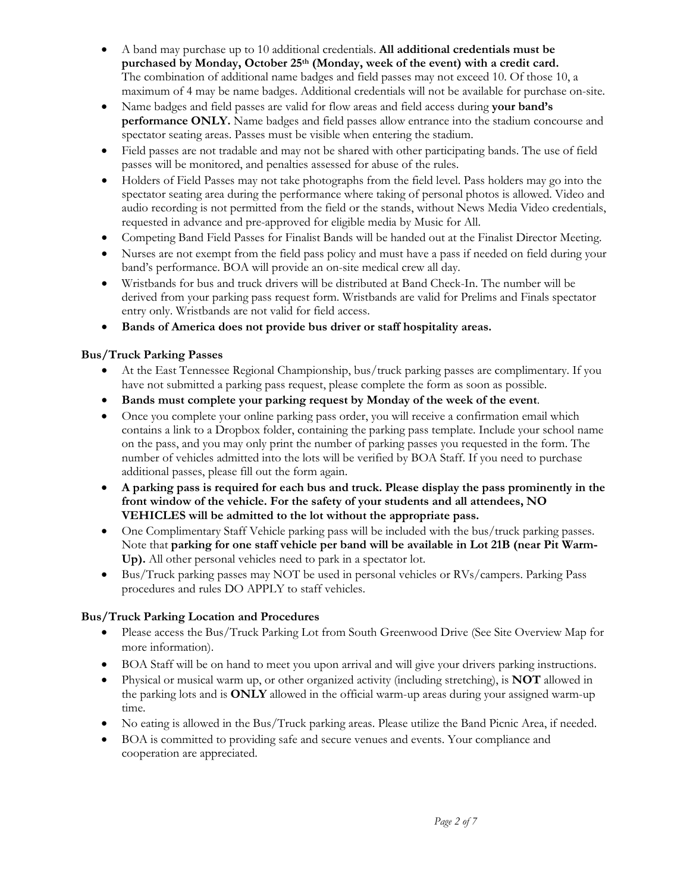- A band may purchase up to 10 additional credentials. **All additional credentials must be purchased by Monday, October 25th (Monday, week of the event) with a credit card.** The combination of additional name badges and field passes may not exceed 10. Of those 10, a maximum of 4 may be name badges. Additional credentials will not be available for purchase on-site.
- Name badges and field passes are valid for flow areas and field access during **your band's performance ONLY.** Name badges and field passes allow entrance into the stadium concourse and spectator seating areas. Passes must be visible when entering the stadium.
- Field passes are not tradable and may not be shared with other participating bands. The use of field passes will be monitored, and penalties assessed for abuse of the rules.
- Holders of Field Passes may not take photographs from the field level. Pass holders may go into the spectator seating area during the performance where taking of personal photos is allowed. Video and audio recording is not permitted from the field or the stands, without News Media Video credentials, requested in advance and pre-approved for eligible media by Music for All.
- Competing Band Field Passes for Finalist Bands will be handed out at the Finalist Director Meeting.
- Nurses are not exempt from the field pass policy and must have a pass if needed on field during your band's performance. BOA will provide an on-site medical crew all day.
- Wristbands for bus and truck drivers will be distributed at Band Check-In. The number will be derived from your parking pass request form. Wristbands are valid for Prelims and Finals spectator entry only. Wristbands are not valid for field access.
- **Bands of America does not provide bus driver or staff hospitality areas.**

### Bus/Truck Parking Passes

- At the East Tennessee Regional Championship, bus/truck parking passes are complimentary. If you have not submitted a parking pass request, please complete the form as soon as possible.
- **Bands must complete your parking request by Monday of the week of the event**.
- Once you complete your online parking pass order, you will receive a confirmation email which contains a link to a Dropbox folder, containing the parking pass template. Include your school name on the pass, and you may only print the number of parking passes you requested in the form. The number of vehicles admitted into the lots will be verified by BOA Staff. If you need to purchase additional passes, please fill out the form again.
- **A parking pass is required for each bus and truck. Please display the pass prominently in the front window of the vehicle. For the safety of your students and all attendees, NO VEHICLES will be admitted to the lot without the appropriate pass.**
- One Complimentary Staff Vehicle parking pass will be included with the bus/truck parking passes. Note that **parking for one staff vehicle per band will be available in Lot 21B (near Pit Warm-Up).** All other personal vehicles need to park in a spectator lot.
- Bus/Truck parking passes may NOT be used in personal vehicles or RVs/campers. Parking Pass procedures and rules DO APPLY to staff vehicles.

### Bus/Truck Parking Location and Procedures

- Please access the Bus/Truck Parking Lot from South Greenwood Drive (See Site Overview Map for more information).
- BOA Staff will be on hand to meet you upon arrival and will give your drivers parking instructions.
- Physical or musical warm up, or other organized activity (including stretching), is **NOT** allowed in the parking lots and is **ONLY** allowed in the official warm-up areas during your assigned warm-up time.
- No eating is allowed in the Bus/Truck parking areas. Please utilize the Band Picnic Area, if needed.
- BOA is committed to providing safe and secure venues and events. Your compliance and cooperation are appreciated.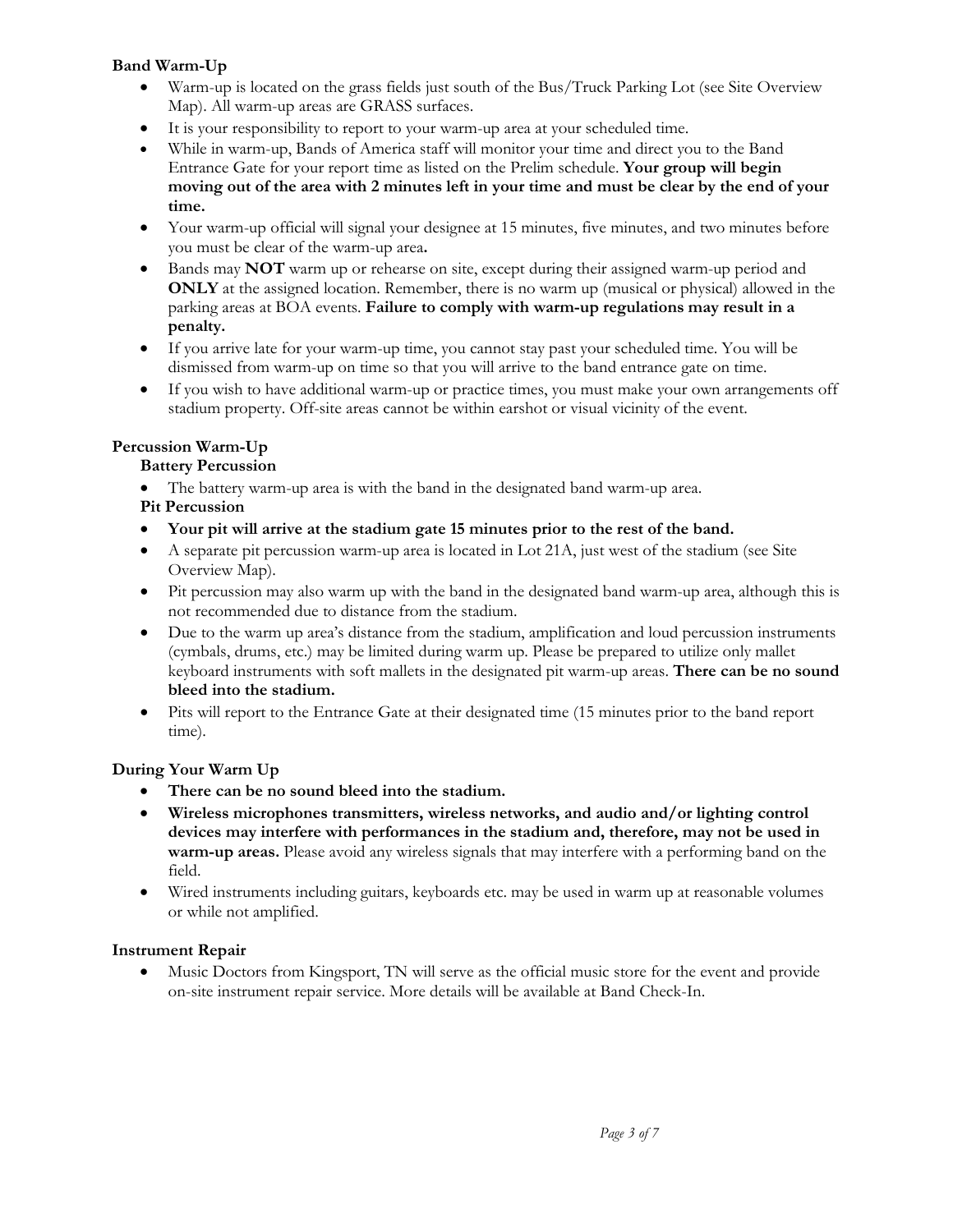**Band Warm-Up**

- Warm-up is located on the grass fields just south of the Bus/Truck Parking Lot (see Site Overview Map). All warm-up areas are GRASS surfaces.
- It is your responsibility to report to your warm-up area at your scheduled time.
- While in warm-up, Bands of America staff will monitor your time and direct you to the Band Entrance Gate for your report time as listed on the Prelim schedule. **Your group will begin moving out of the area with 2 minutes left in your time and must be clear by the end of your time.**
- Your warm-up official will signal your designee at 15 minutes, five minutes, and two minutes before you must be clear of the warm-up area**.**
- Bands may **NOT** warm up or rehearse on site, except during their assigned warm-up period and **ONLY** at the assigned location. Remember, there is no warm up (musical or physical) allowed in the parking areas at BOA events. **Failure to comply with warm-up regulations may result in a penalty.**
- If you arrive late for your warm-up time, you cannot stay past your scheduled time. You will be dismissed from warm-up on time so that you will arrive to the band entrance gate on time.
- If you wish to have additional warm-up or practice times, you must make your own arrangements off stadium property. Off-site areas cannot be within earshot or visual vicinity of the event.

**Percussion Warm-Up**

**Battery Percussion**

- The battery warm-up area is with the band in the designated band warm-up area.

**Pit Percussion**

- **Your pit will arrive at the stadium gate 15 minutes prior to the rest of the band.**
- A separate pit percussion warm-up area is located in Lot 21A, just west of the stadium (see Site Overview Map).
- Pit percussion may also warm up with the band in the designated band warm-up area, although this is not recommended due to distance from the stadium.
- Due to the warm up area's distance from the stadium, amplification and loud percussion instruments (cymbals, drums, etc.) may be limited during warm up. Please be prepared to utilize only mallet keyboard instruments with soft mallets in the designated pit warm-up areas. **There can be no sound bleed into the stadium.**
- Pits will report to the Entrance Gate at their designated time (15 minutes prior to the band report time).

**During Your Warm Up**

- **There can be no sound bleed into the stadium.**
- **Wireless microphones transmitters, wireless networks, and audio and/or lighting control devices may interfere with performances in the stadium and, therefore, may not be used in warm-up areas.** Please avoid any wireless signals that may interfere with a performing band on the field.
- Wired instruments including guitars, keyboards etc. may be used in warm up at reasonable volumes or while not amplified.

**Instrument Repair**

- Music Doctors from Kingsport, TN will serve as the official music store for the event and provide on-site instrument repair service. More details will be available at Band Check-In.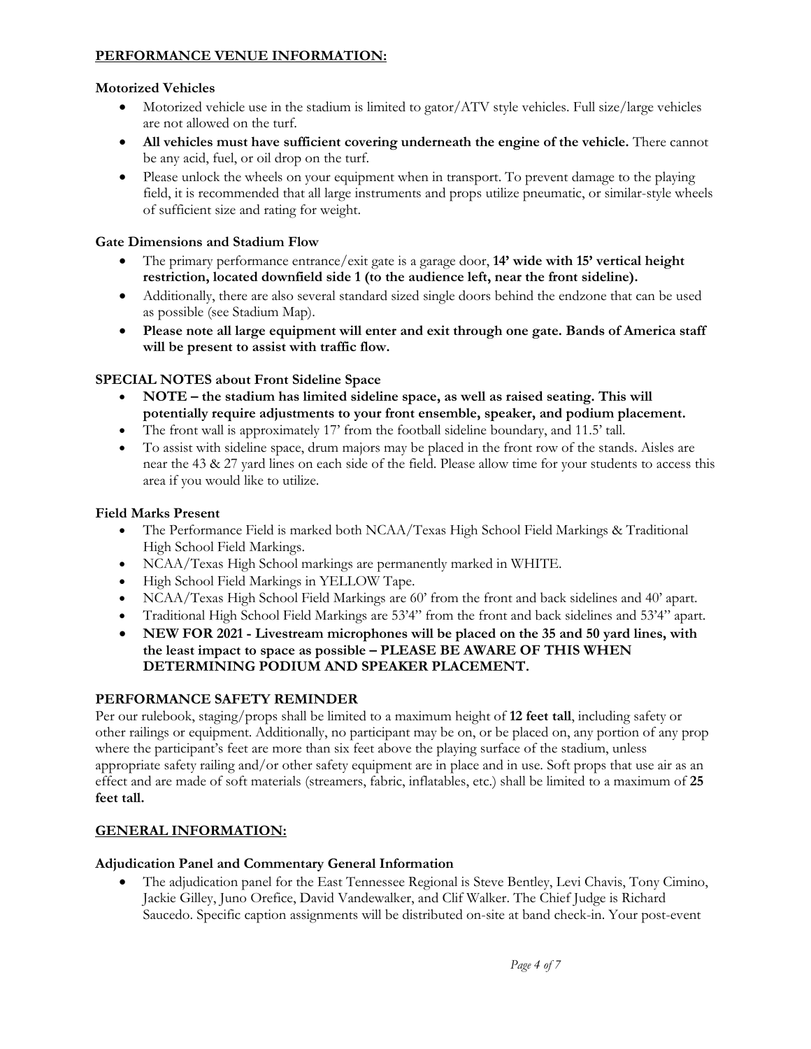## PERFORMANCE VENUE INFORMATION:

### Motorized Vehicles

- Motorized vehicle use in the stadium is limited to gator/ATV style vehicles. Full size/large vehicles are not allowed on the turf.
- **All vehicles must have sufficient covering underneath the engine of the vehicle.** There cannot be any acid, fuel, or oil drop on the turf.
- Please unlock the wheels on your equipment when in transport. To prevent damage to the playing field, it is recommended that all large instruments and props utilize pneumatic, or similar-style wheels of sufficient size and rating for weight.

### Gate Dimensions and Stadium Flow

- The primary performance entrance/exit gate is a garage door, **14' wide with 15' vertical height restriction, located downfield side 1 (to the audience left, near the front sideline).**
- Additionally, there are also several standard sized single doors behind the endzone that can be used as possible (see Stadium Map).
- **Please note all large equipment will enter and exit through one gate. Bands of America staff will be present to assist with traffic flow.**

### SPECIAL NOTES about Front Sideline Space

- **NOTE – the stadium has limited sideline space, as well as raised seating. This will potentially require adjustments to your front ensemble, speaker, and podium placement.**
- The front wall is approximately 17' from the football sideline boundary, and 11.5' tall.
- To assist with sideline space, drum majors may be placed in the front row of the stands. Aisles are near the 43 & 27 yard lines on each side of the field. Please allow time for your students to access this area if you would like to utilize.

### Field Marks Present

- The Performance Field is marked both NCAA/Texas High School Field Markings & Traditional High School Field Markings.
- NCAA/Texas High School markings are permanently marked in WHITE.
- High School Field Markings in YELLOW Tape.
- NCAA/Texas High School Field Markings are 60' from the front and back sidelines and 40' apart.
- Traditional High School Field Markings are 53'4" from the front and back sidelines and 53'4" apart.
- **NEW FOR 2021 - Livestream microphones will be placed on the 35 and 50 yard lines, with the least impact to space as possible – PLEASE BE AWARE OF THIS WHEN DETERMINING PODIUM AND SPEAKER PLACEMENT.**

### PERFORMANCE SAFETY REMINDER

Per our rulebook, staging/props shall be limited to a maximum height of **12 feet tall**, including safety or other railings or equipment. Additionally, no participant may be on, or be placed on, any portion of any prop where the participant's feet are more than six feet above the playing surface of the stadium, unless appropriate safety railing and/or other safety equipment are in place and in use. Soft props that use air as an effect and are made of soft materials (streamers, fabric, inflatables, etc.) shall be limited to a maximum of **25 feet tall.**

## GENERAL INFORMATION:

### Adjudication Panel and Commentary General Information

- The adjudication panel for the East Tennessee Regional is Steve Bentley, Levi Chavis, Tony Cimino, Jackie Gilley, Juno Orefice, David Vandewalker, and Clif Walker. The Chief Judge is Richard Saucedo. Specific caption assignments will be distributed on-site at band check-in. Your post-event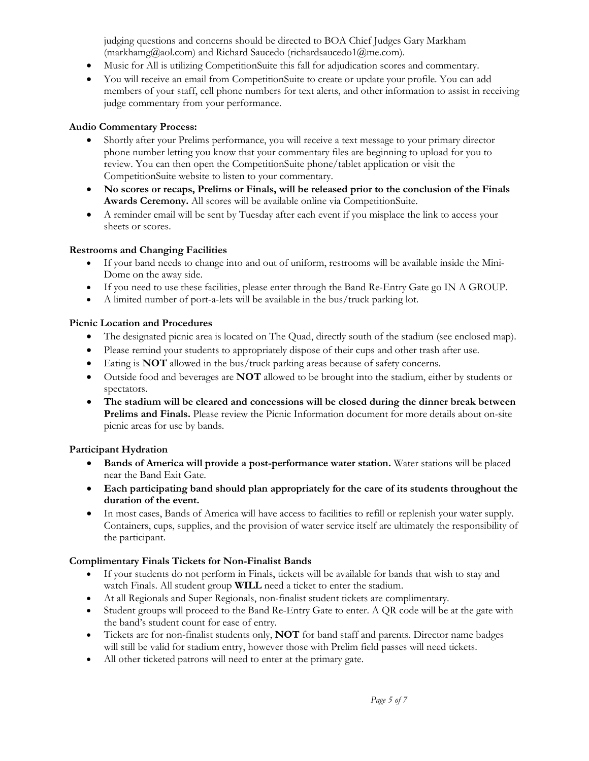judging questions and concerns should be directed to BOA Chief Judges Gary Markham (markhamg@aol.com) and Richard Saucedo (richardsaucedo1@me.com).

- Music for All is utilizing CompetitionSuite this fall for adjudication scores and commentary.
- You will receive an email from CompetitionSuite to create or update your profile. You can add members of your staff, cell phone numbers for text alerts, and other information to assist in receiving judge commentary from your performance.

**Audio Commentary Process:**

- Shortly after your Prelims performance, you will receive a text message to your primary director phone number letting you know that your commentary files are beginning to upload for you to review. You can then open the CompetitionSuite phone/tablet application or visit the CompetitionSuite website to listen to your commentary.
- **No scores or recaps, Prelims or Finals, will be released prior to the conclusion of the Finals Awards Ceremony.** All scores will be available online via CompetitionSuite.
- A reminder email will be sent by Tuesday after each event if you misplace the link to access your sheets or scores.

**Restrooms and Changing Facilities**

- If your band needs to change into and out of uniform, restrooms will be available inside the Mini-Dome on the away side.
- If you need to use these facilities, please enter through the Band Re-Entry Gate go IN A GROUP.
- A limited number of port-a-lets will be available in the bus/truck parking lot.

**Picnic Location and Procedures**

- The designated picnic area is located on The Quad, directly south of the stadium (see enclosed map).
- Please remind your students to appropriately dispose of their cups and other trash after use.
- Eating is **NOT** allowed in the bus/truck parking areas because of safety concerns.
- Outside food and beverages are **NOT** allowed to be brought into the stadium, either by students or spectators.
- **The stadium will be cleared and concessions will be closed during the dinner break between Prelims and Finals.** Please review the Picnic Information document for more details about on-site picnic areas for use by bands.

**Participant Hydration**

- **Bands of America will provide a post-performance water station.** Water stations will be placed near the Band Exit Gate.
- **Each participating band should plan appropriately for the care of its students throughout the duration of the event.**
- In most cases, Bands of America will have access to facilities to refill or replenish your water supply. Containers, cups, supplies, and the provision of water service itself are ultimately the responsibility of the participant.

**Complimentary Finals Tickets for Non-Finalist Bands**

- If your students do not perform in Finals, tickets will be available for bands that wish to stay and watch Finals. All student group **WILL** need a ticket to enter the stadium.
- At all Regionals and Super Regionals, non-finalist student tickets are complimentary.
- Student groups will proceed to the Band Re-Entry Gate to enter. A QR code will be at the gate with the band's student count for ease of entry.
- Tickets are for non-finalist students only, **NOT** for band staff and parents. Director name badges will still be valid for stadium entry, however those with Prelim field passes will need tickets.
- All other ticketed patrons will need to enter at the primary gate.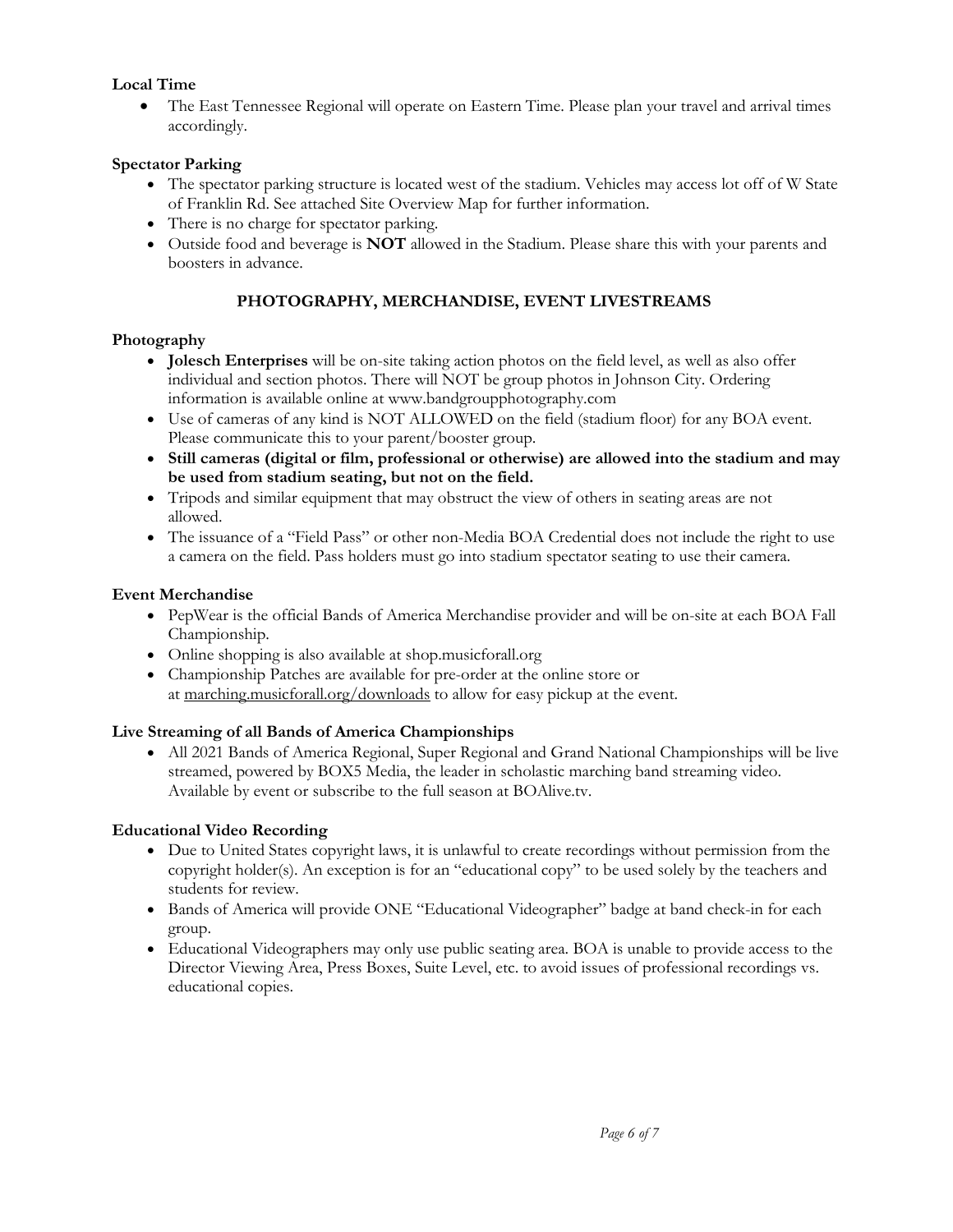**Local Time**

- The East Tennessee Regional will operate on Eastern Time. Please plan your travel and arrival times accordingly.

**Spectator Parking**

- The spectator parking structure is located west of the stadium. Vehicles may access lot off of W State of Franklin Rd. See attached Site Overview Map for further information.
- There is no charge for spectator parking.
- Outside food and beverage is **NOT** allowed in the Stadium. Please share this with your parents and boosters in advance.

## PHOTOGRAPHY, MERCHANDISE, EVENT LIVESTREAMS

**Photography**

- **Jolesch Enterprises** will be on-site taking action photos on the field level, as well as also offer individual and section photos. There will NOT be group photos in Johnson City. Ordering information is available online at www.bandgroupphotography.com
- Use of cameras of any kind is NOT ALLOWED on the field (stadium floor) for any BOA event. Please communicate this to your parent/booster group.
- **Still cameras (digital or film, professional or otherwise) are allowed into the stadium and may be used from stadium seating, but not on the field.**
- Tripods and similar equipment that may obstruct the view of others in seating areas are not allowed.
- The issuance of a "Field Pass" or other non-Media BOA Credential does not include the right to use a camera on the field. Pass holders must go into stadium spectator seating to use their camera.

**Event Merchandise**

- PepWear is the official Bands of America Merchandise provider and will be on-site at each BOA Fall Championship.
- Online shopping is also available at shop.musicforall.org
- Championship Patches are available for pre-order at the online store or at marching.musicforall.org/downloads to allow for easy pickup at the event.

**Live Streaming of all Bands of America Championships**

- All 2021 Bands of America Regional, Super Regional and Grand National Championships will be live streamed, powered by BOX5 Media, the leader in scholastic marching band streaming video. Available by event or subscribe to the full season at BOAlive.tv.

**Educational Video Recording**

- Due to United States copyright laws, it is unlawful to create recordings without permission from the copyright holder(s). An exception is for an "educational copy" to be used solely by the teachers and students for review.
- Bands of America will provide ONE "Educational Videographer" badge at band check-in for each group.
- Educational Videographers may only use public seating area. BOA is unable to provide access to the Director Viewing Area, Press Boxes, Suite Level, etc. to avoid issues of professional recordings vs. educational copies.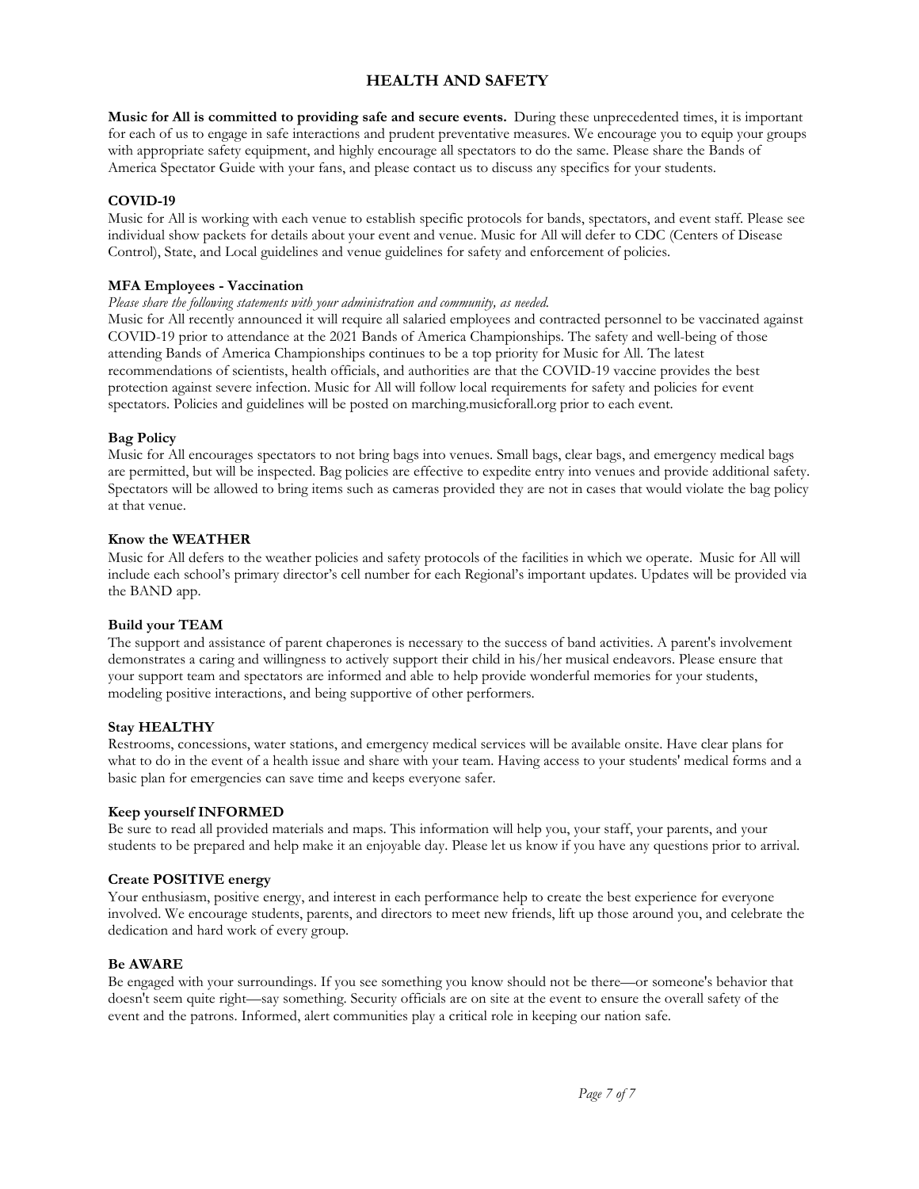# HEALTH AND SAFETY

**Music for All is committed to providing safe and secure events.** During these unprecedented times, it is important for each of us to engage in safe interactions and prudent preventative measures. We encourage you to equip your groups with appropriate safety equipment, and highly encourage all spectators to do the same. Please share the Bands of America Spectator Guide with your fans, and please contact us to discuss any specifics for your students.

### COVID-19

Music for All is working with each venue to establish specific protocols for bands, spectators, and event staff. Please see individual show packets for details about your event and venue. Music for All will defer to CDC (Centers of Disease Control), State, and Local guidelines and venue guidelines for safety and enforcement of policies.

### MFA Employees - Vaccination

*Please share the following statements with your administration and community, as needed.*

Music for All recently announced it will require all salaried employees and contracted personnel to be vaccinated against COVID-19 prior to attendance at the 2021 Bands of America Championships. The safety and well-being of those attending Bands of America Championships continues to be a top priority for Music for All. The latest recommendations of scientists, health officials, and authorities are that the COVID-19 vaccine provides the best protection against severe infection. Music for All will follow local requirements for safety and policies for event spectators. Policies and guidelines will be posted on marching.musicforall.org prior to each event.

### Bag Policy

Music for All encourages spectators to not bring bags into venues. Small bags, clear bags, and emergency medical bags are permitted, but will be inspected. Bag policies are effective to expedite entry into venues and provide additional safety. Spectators will be allowed to bring items such as cameras provided they are not in cases that would violate the bag policy at that venue.

### Know the WEATHER

Music for All defers to the weather policies and safety protocols of the facilities in which we operate. Music for All will include each school's primary director's cell number for each Regional's important updates. Updates will be provided via the BAND app.

### Build your TEAM

The support and assistance of parent chaperones is necessary to the success of band activities. A parent's involvement demonstrates a caring and willingness to actively support their child in his/her musical endeavors. Please ensure that your support team and spectators are informed and able to help provide wonderful memories for your students, modeling positive interactions, and being supportive of other performers.

### Stay HEALTHY

Restrooms, concessions, water stations, and emergency medical services will be available onsite. Have clear plans for what to do in the event of a health issue and share with your team. Having access to your students' medical forms and a basic plan for emergencies can save time and keeps everyone safer.

### Keep yourself INFORMED

Be sure to read all provided materials and maps. This information will help you, your staff, your parents, and your students to be prepared and help make it an enjoyable day. Please let us know if you have any questions prior to arrival.

### Create POSITIVE energy

Your enthusiasm, positive energy, and interest in each performance help to create the best experience for everyone involved. We encourage students, parents, and directors to meet new friends, lift up those around you, and celebrate the dedication and hard work of every group.

### Be AWARE

Be engaged with your surroundings. If you see something you know should not be there—or someone's behavior that doesn't seem quite right—say something. Security officials are on site at the event to ensure the overall safety of the event and the patrons. Informed, alert communities play a critical role in keeping our nation safe.